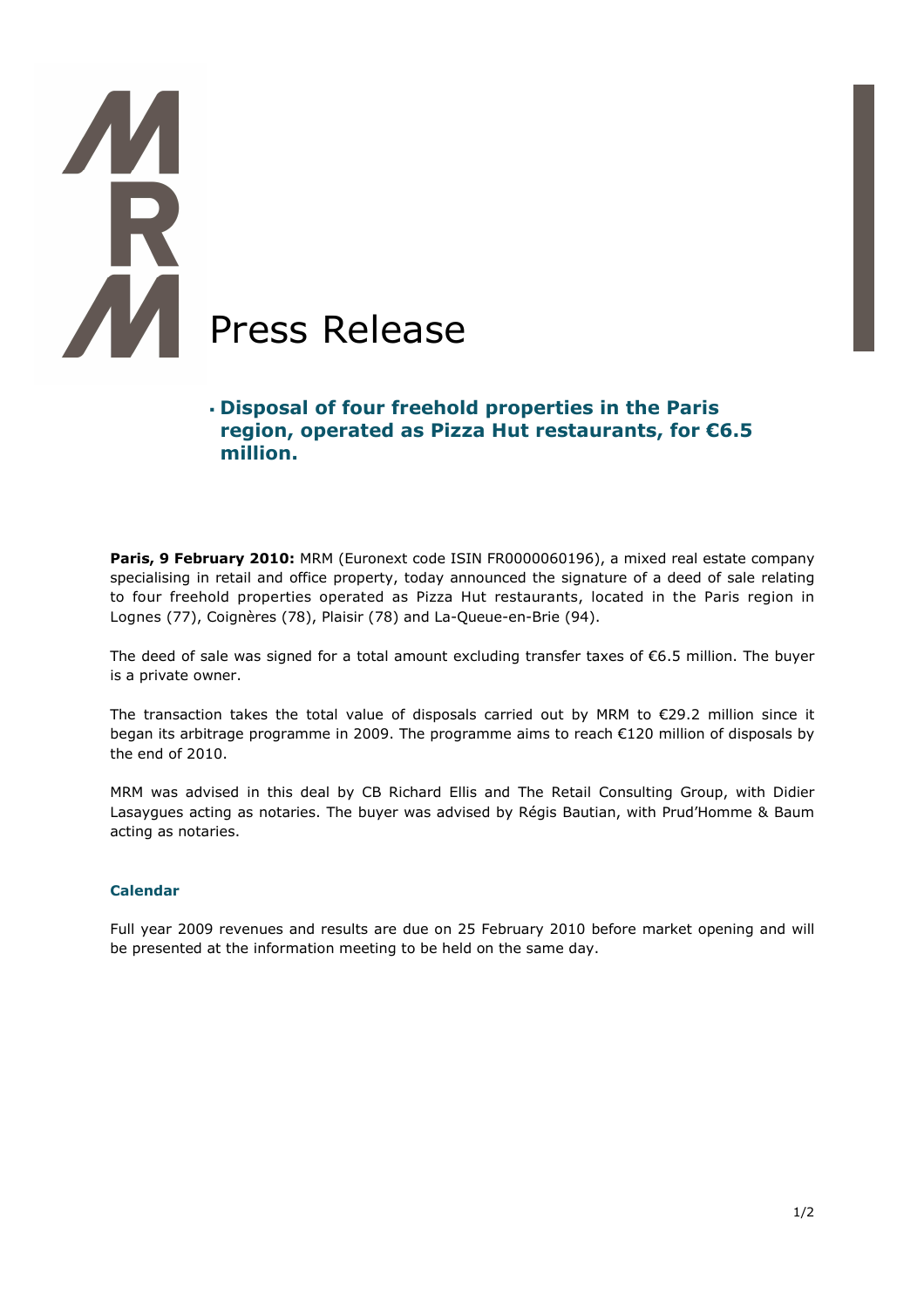# Press Release

## Disposal of four freehold properties in the Paris region, operated as Pizza Hut restaurants, for €6.5 million.

**Paris, 9 February 2010:** MRM (Euronext code ISIN FR0000060196), a mixed real estate company specialising in retail and office property, today announced the signature of a deed of sale relating to four freehold properties operated as Pizza Hut restaurants, located in the Paris region in Lognes (77), Coignères (78), Plaisir (78) and La-Queue-en-Brie (94).

The deed of sale was signed for a total amount excluding transfer taxes of €6.5 million. The buyer is a private owner.

The transaction takes the total value of disposals carried out by MRM to €29.2 million since it began its arbitrage programme in 2009. The programme aims to reach €120 million of disposals by the end of 2010.

MRM was advised in this deal by CB Richard Ellis and The Retail Consulting Group, with Didier Lasaygues acting as notaries. The buyer was advised by Régis Bautian, with Prud'Homme & Baum acting as notaries.

### Calendar

Full year 2009 revenues and results are due on 25 February 2010 before market opening and will be presented at the information meeting to be held on the same day.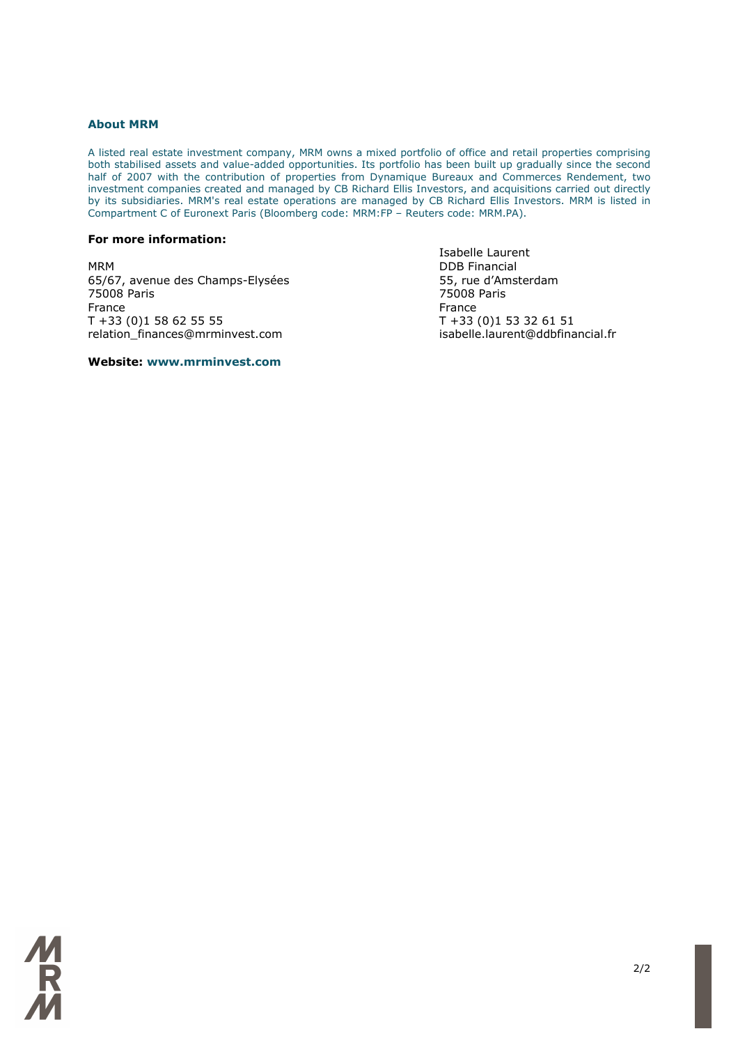## About MRM

A listed real estate investment company, MRM owns a mixed portfolio of office and retail properties comprising both stabilised assets and value-added opportunities. Its portfolio has been built up gradually since the second half of 2007 with the contribution of properties from Dynamique Bureaux and Commerces Rendement, two investment companies created and managed by CB Richard Ellis Investors, and acquisitions carried out directly by its subsidiaries. MRM's real estate operations are managed by CB Richard Ellis Investors. MRM is listed in Compartment C of Euronext Paris (Bloomberg code: MRM:FP – Reuters code: MRM.PA).

**For more information:**

MRM
65/67, avenue des Champs-Elysées
75008 Paris
France
T +33 (0)1 58 62 55 55
relation_finances@mrminvest.com

Isabelle Laurent
DDB Financial
55, rue d'Amsterdam
75008 Paris
France
T +33 (0)1 53 32 61 51
isabelle.laurent@ddbfinancial.fr

**Website: www.mrminvest.com**